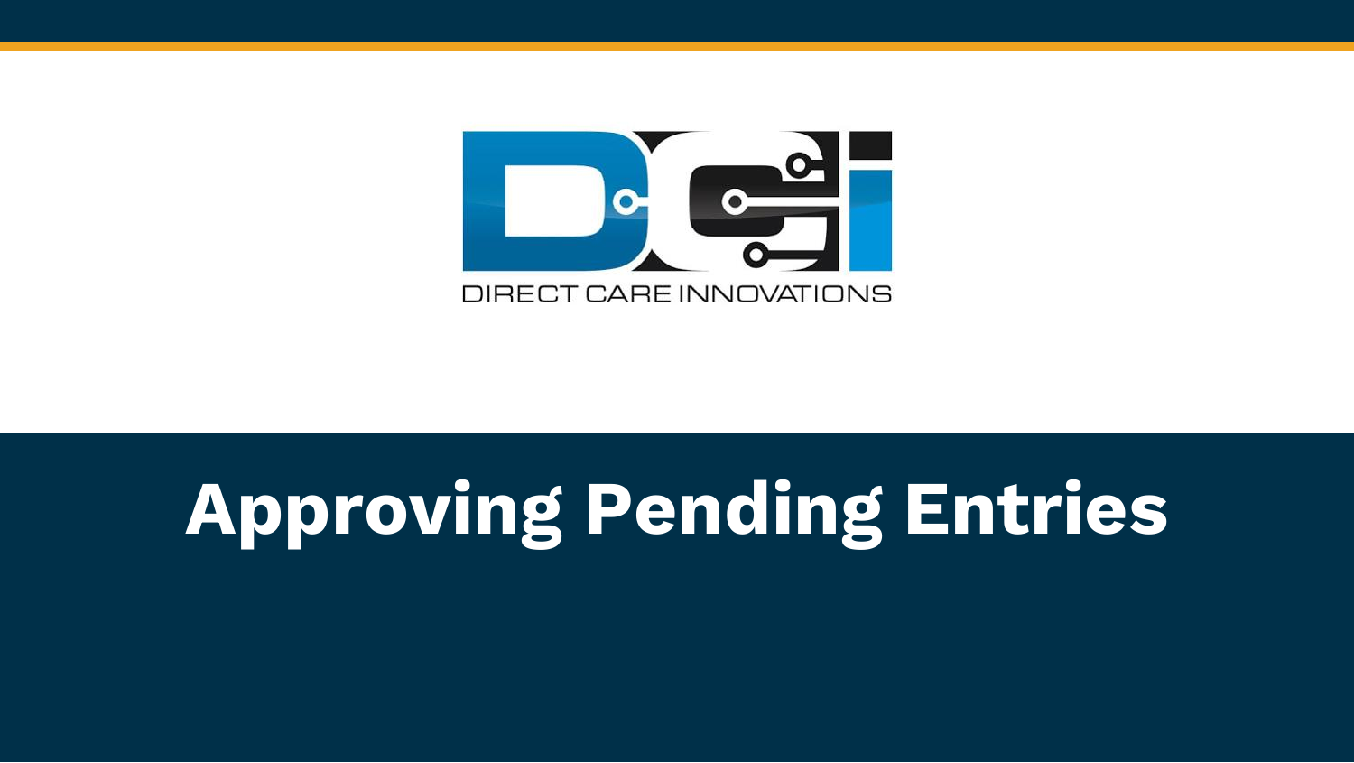DIRECT CARE INNOVATIONS

# Approving Pending Entries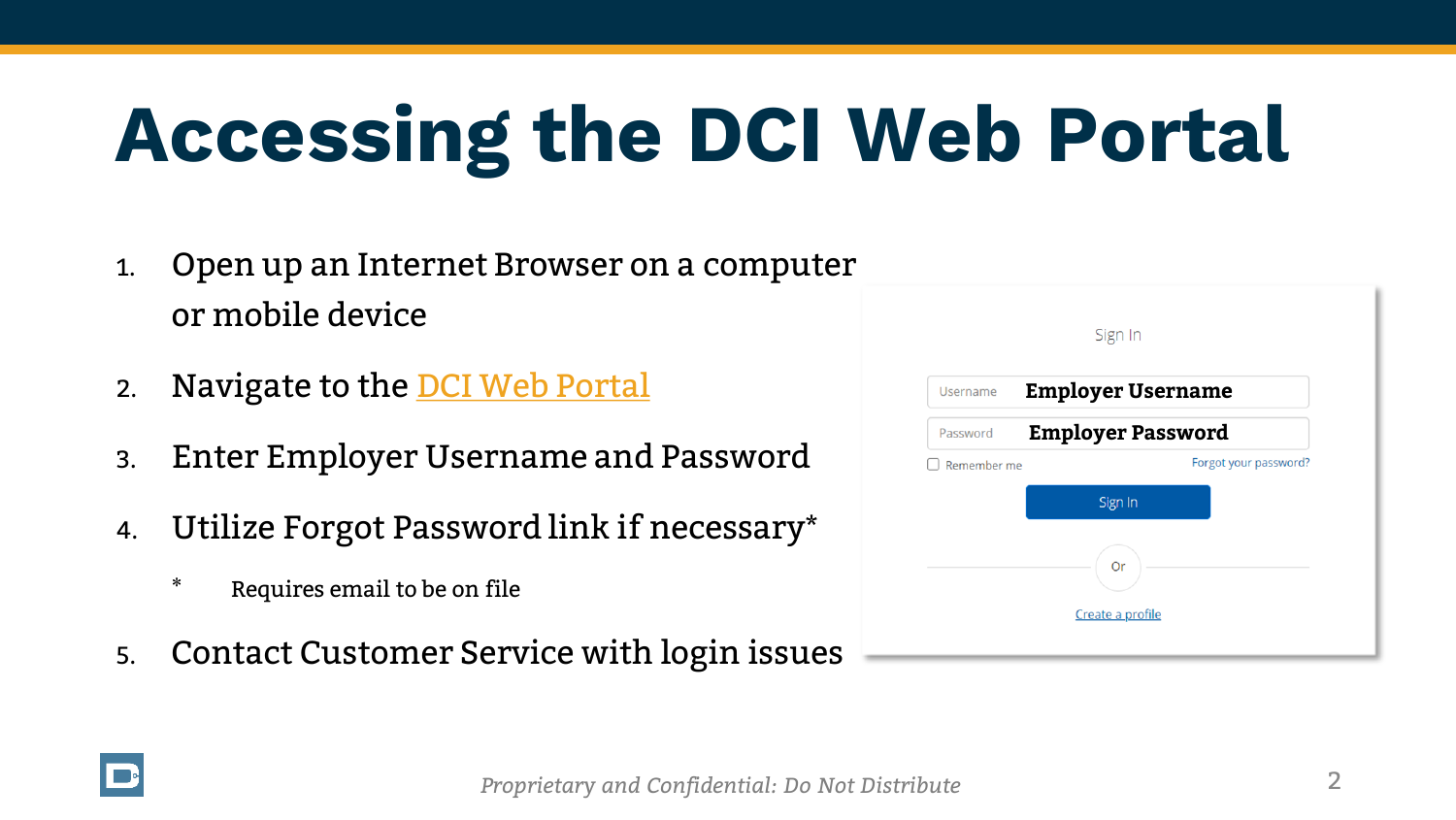# Accessing the DCI Web Portal

1. Open up an Internet Browser on a computer or mobile device
2. Navigate to the DCI Web Portal
3. Enter Employer Username and Password
4. Utilize Forgot Password link if necessary*
   - * Requires email to be on file
5. Contact Customer Service with login issues

Sign In

Username **Employer Username**

Password **Employer Password**

Remember me

Forgot your password?

Sign In

Or

Create a profile

*Proprietary and Confidential: Do Not Distribute*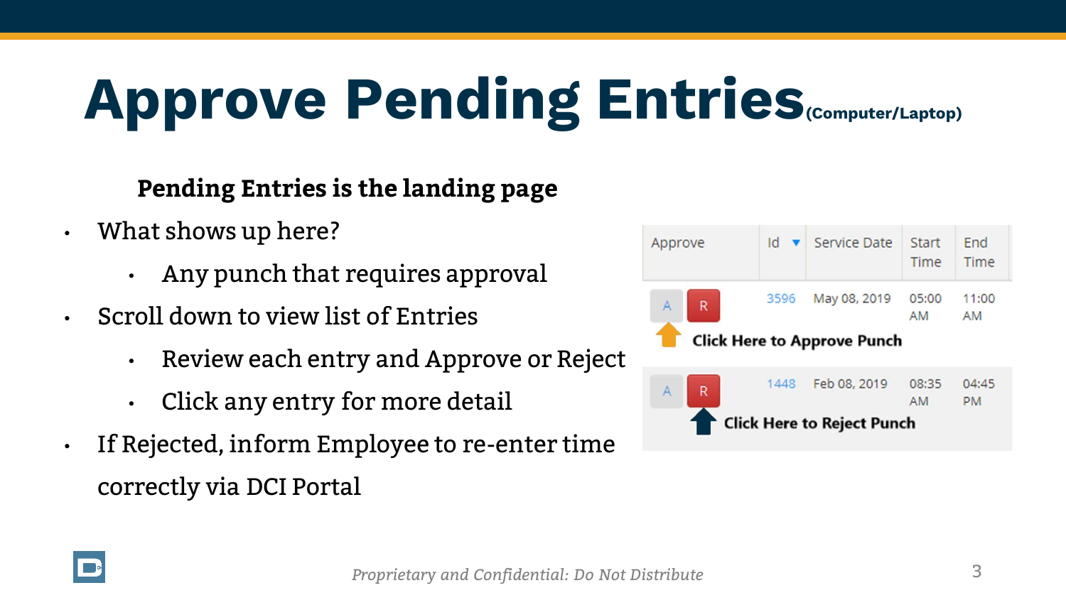# Approve Pending Entries (Computer/Laptop)

**Pending Entries is the landing page**

- What shows up here?
  - Any punch that requires approval
- Scroll down to view list of Entries
  - Review each entry and Approve or Reject
  - Click any entry for more detail
- If Rejected, inform Employee to re-enter time correctly via DCI Portal

| Approve | Id | Service Date | Start Time | End Time |
|---|---|---|---|---|
| A R | 3596 | May 08, 2019 | 05:00 AM | 11:00 AM |
| A R | 1448 | Feb 08, 2019 | 08:35 AM | 04:45 PM |

Click Here to Approve Punch

Click Here to Reject Punch

*Proprietary and Confidential: Do Not Distribute*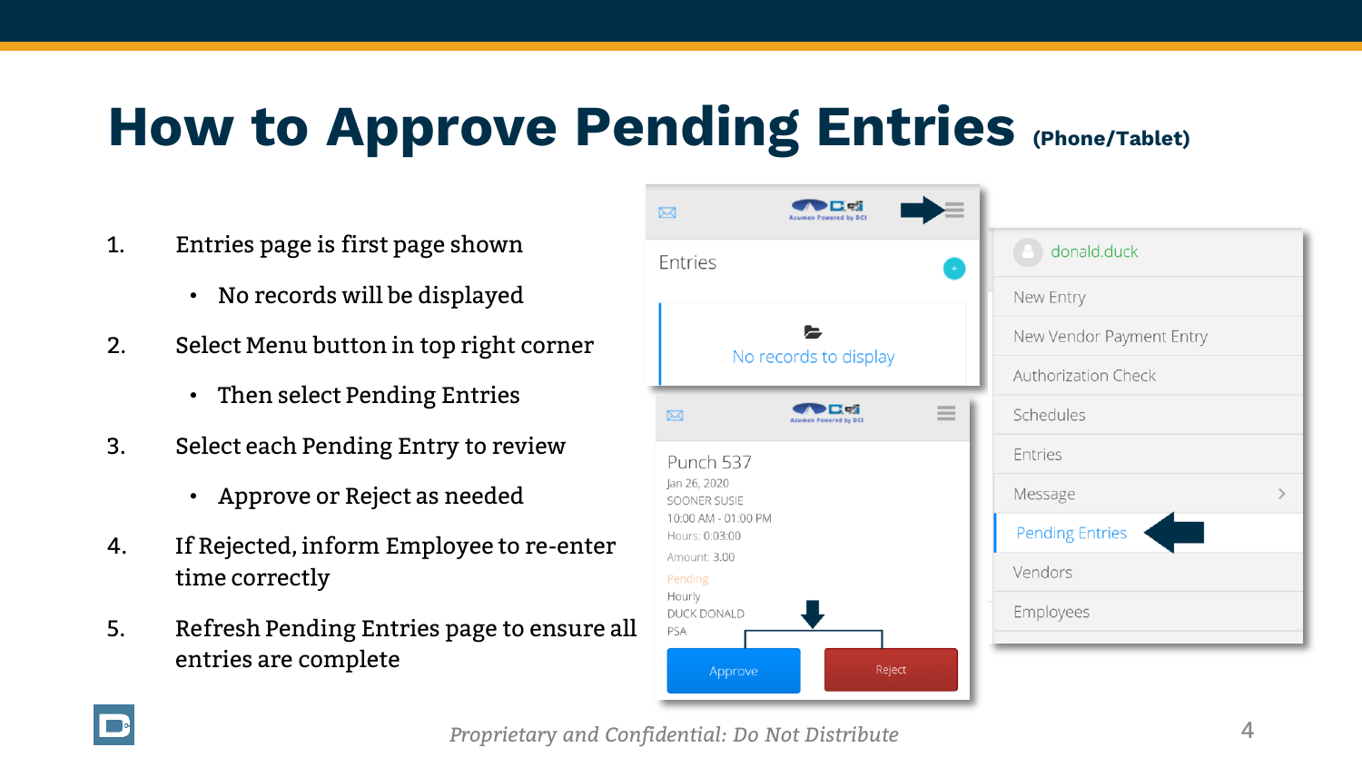# How to Approve Pending Entries (Phone/Tablet)

1. Entries page is first page shown
   - No records will be displayed
2. Select Menu button in top right corner
   - Then select Pending Entries
3. Select each Pending Entry to review
   - Approve or Reject as needed
4. If Rejected, inform Employee to re-enter time correctly
5. Refresh Pending Entries page to ensure all entries are complete

Entries

No records to display

donald.duck

New Entry

New Vendor Payment Entry

Authorization Check

Schedules

Entries

Message

Pending Entries

Vendors

Employees

Punch 537

Jan 26, 2020

SOONER SUSIE

10:00 AM - 01:00 PM

Hours: 0:03:00

Amount: 3.00

Pending

Hourly

DUCK DONALD

PSA

Approve

Reject

*Proprietary and Confidential: Do Not Distribute*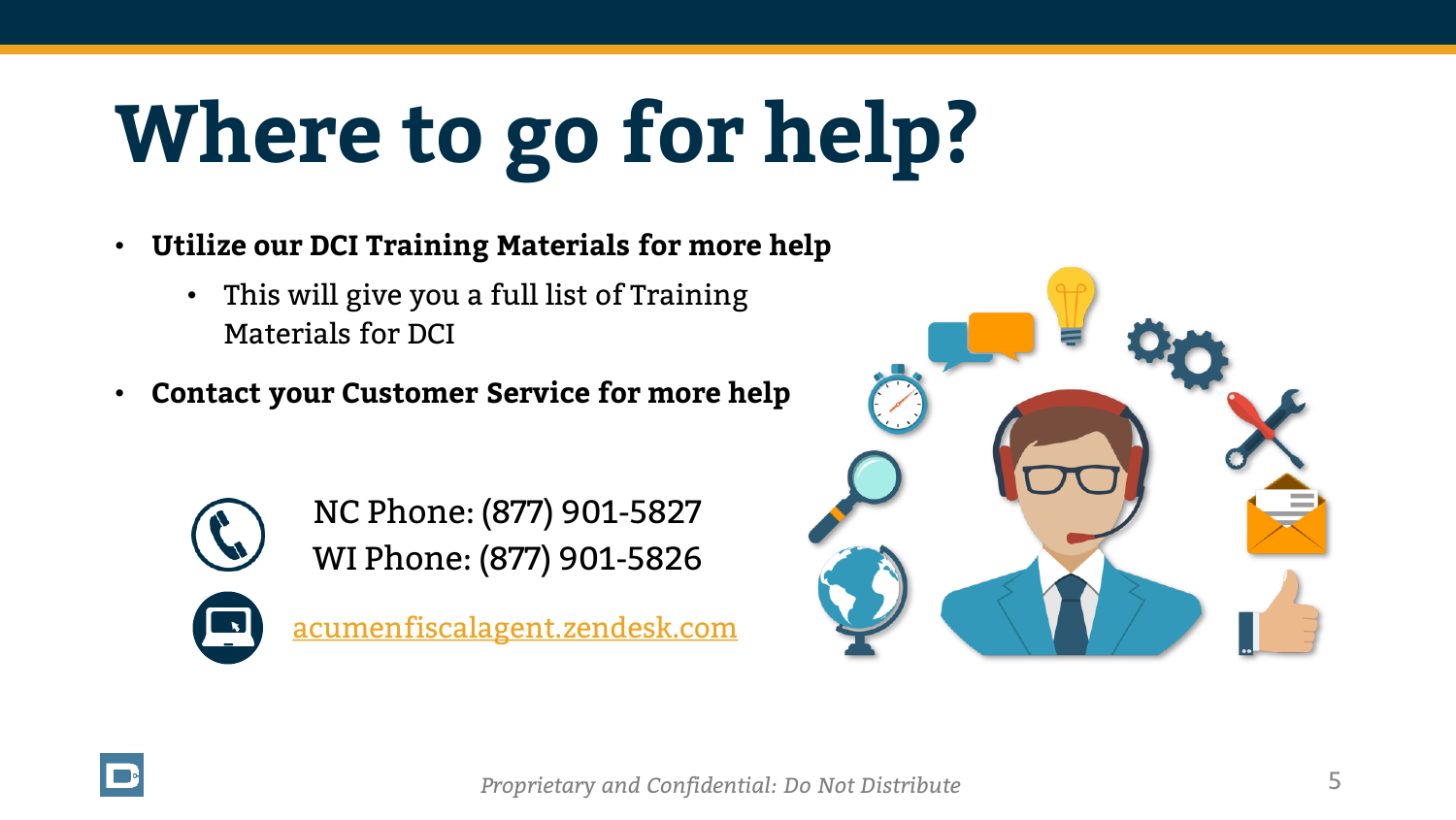# Where to go for help?

- **Utilize our DCI Training Materials for more help**
  - This will give you a full list of Training Materials for DCI
- **Contact your Customer Service for more help**

NC Phone: (877) 901-5827
WI Phone: (877) 901-5826

[acumenfiscalagent.zendesk.com](acumenfiscalagent.zendesk.com)

*Proprietary and Confidential: Do Not Distribute*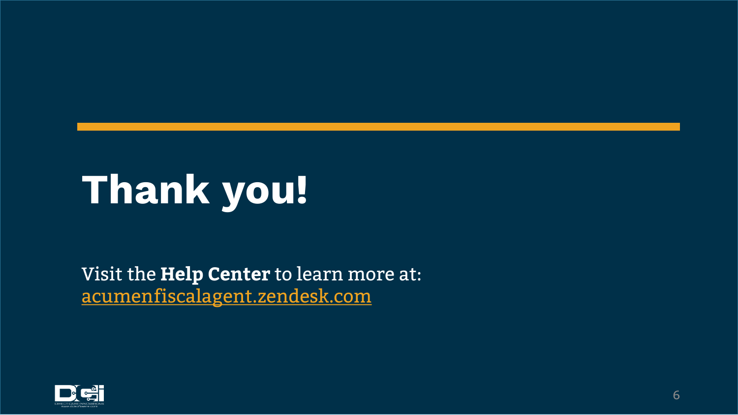# Thank you!

Visit the **Help Center** to learn more at:
acumenfiscalagent.zendesk.com